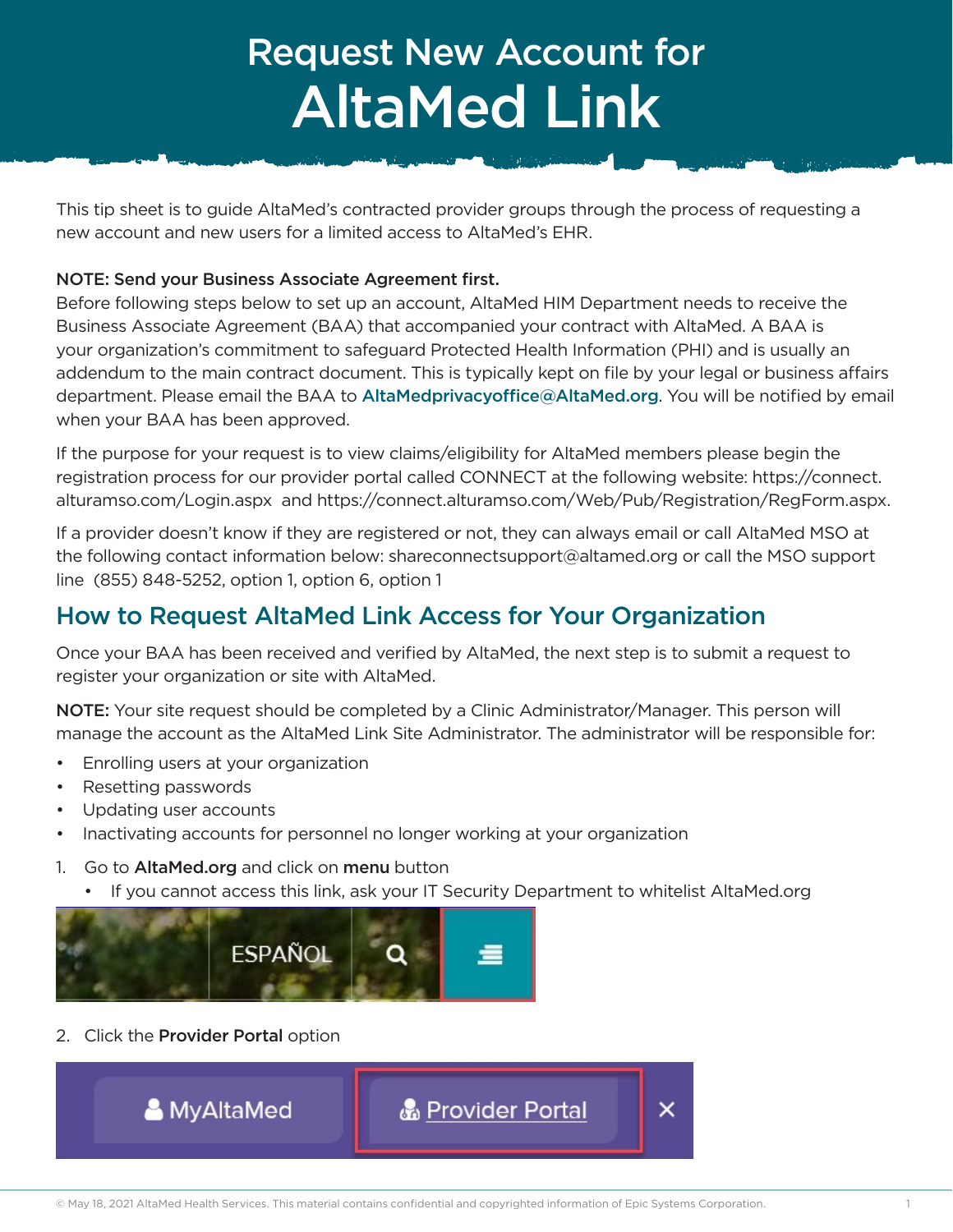# Request New Account for AltaMed Link

This tip sheet is to guide AltaMed's contracted provider groups through the process of requesting a new account and new users for a limited access to AltaMed's EHR.

**NOTE: Send your Business Associate Agreement first.**
Before following steps below to set up an account, AltaMed HIM Department needs to receive the Business Associate Agreement (BAA) that accompanied your contract with AltaMed. A BAA is your organization's commitment to safeguard Protected Health Information (PHI) and is usually an addendum to the main contract document. This is typically kept on file by your legal or business affairs department. Please email the BAA to AltaMedprivacyoffice@AltaMed.org. You will be notified by email when your BAA has been approved.

If the purpose for your request is to view claims/eligibility for AltaMed members please begin the registration process for our provider portal called CONNECT at the following website: https://connect.alturamso.com/Login.aspx and https://connect.alturamso.com/Web/Pub/Registration/RegForm.aspx.

If a provider doesn't know if they are registered or not, they can always email or call AltaMed MSO at the following contact information below: shareconnectsupport@altamed.org or call the MSO support line (855) 848-5252, option 1, option 6, option 1

## How to Request AltaMed Link Access for Your Organization

Once your BAA has been received and verified by AltaMed, the next step is to submit a request to register your organization or site with AltaMed.

**NOTE:** Your site request should be completed by a Clinic Administrator/Manager. This person will manage the account as the AltaMed Link Site Administrator. The administrator will be responsible for:

- Enrolling users at your organization
- Resetting passwords
- Updating user accounts
- Inactivating accounts for personnel no longer working at your organization

1. Go to **AltaMed.org** and click on **menu** button
   - If you cannot access this link, ask your IT Security Department to whitelist AltaMed.org

2. Click the **Provider Portal** option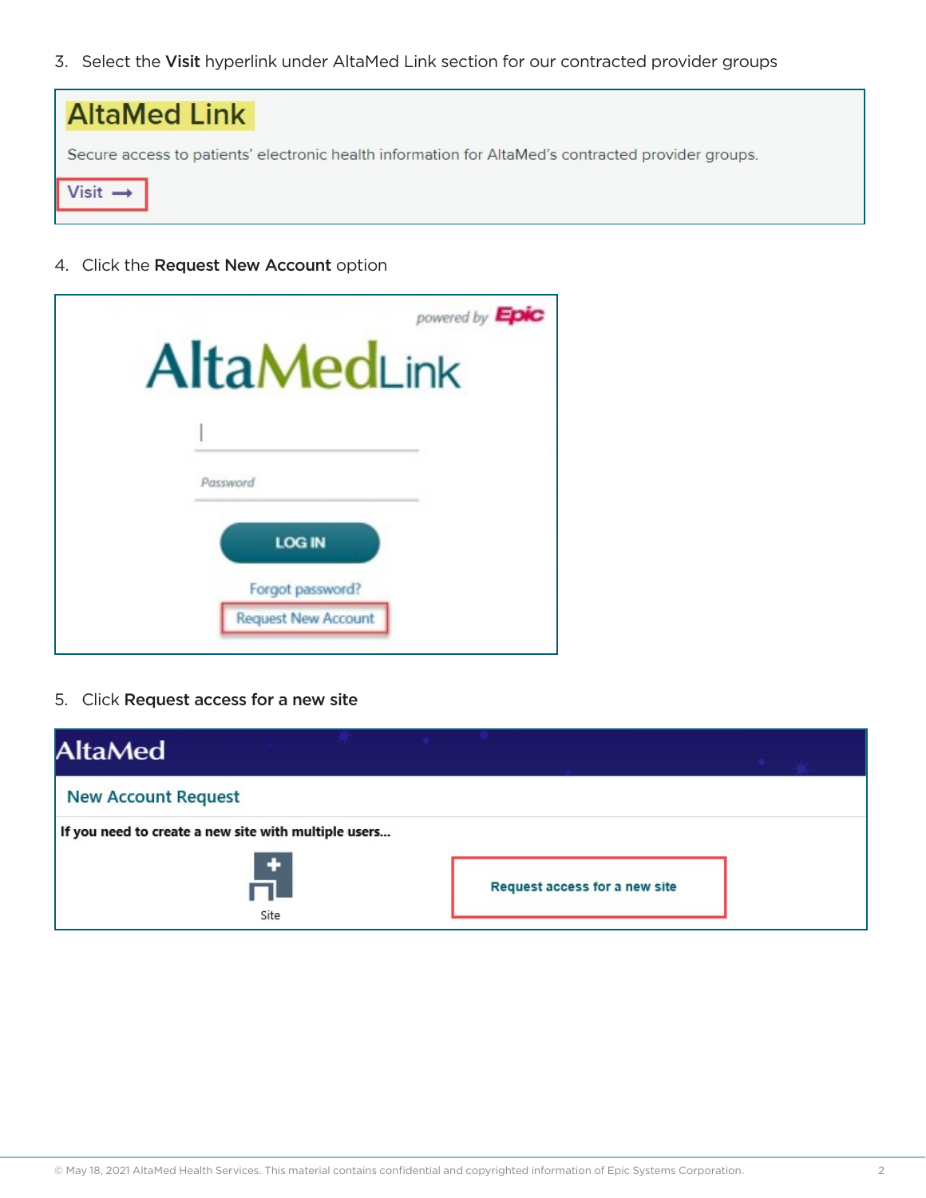3. Select the **Visit** hyperlink under AltaMed Link section for our contracted provider groups

AltaMed Link

Secure access to patients' electronic health information for AltaMed's contracted provider groups.

Visit →

4. Click the **Request New Account** option

powered by Epic

AltaMedLink

Password

LOG IN

Forgot password?

Request New Account

5. Click **Request access for a new site**

AltaMed

New Account Request

**If you need to create a new site with multiple users...**

Site

Request access for a new site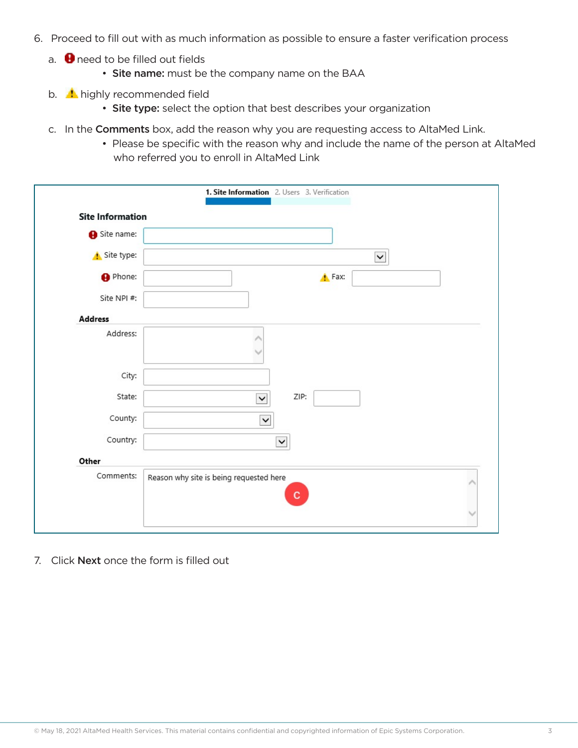6. Proceed to fill out with as much information as possible to ensure a faster verification process

   a. need to be filled out fields
      - **Site name:** must be the company name on the BAA

   b. highly recommended field
      - **Site type:** select the option that best describes your organization

   c. In the **Comments** box, add the reason why you are requesting access to AltaMed Link.
      - Please be specific with the reason why and include the name of the person at AltaMed who referred you to enroll in AltaMed Link

**1. Site Information** 2. Users 3. Verification

**Site Information**

Site name:

Site type:

Phone: Fax:

Site NPI #:

**Address**

Address:

City:

State: ZIP:

County:

Country:

**Other**

Comments: Reason why site is being requested here

C

7. Click **Next** once the form is filled out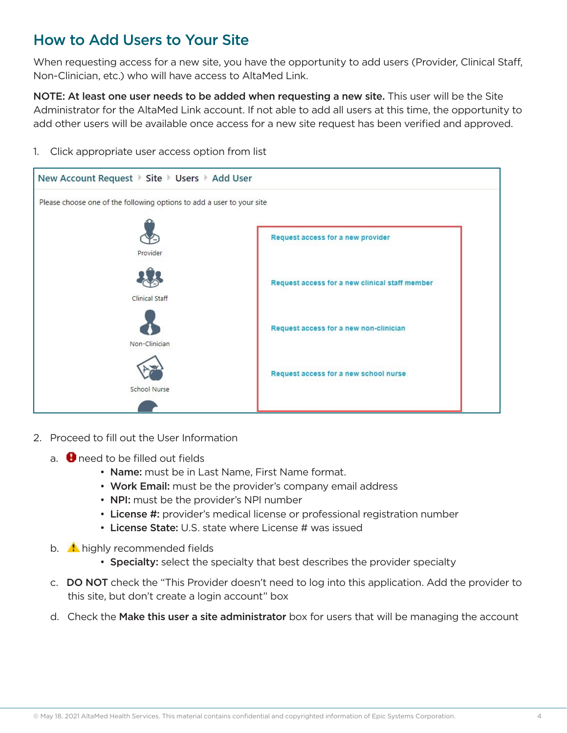## How to Add Users to Your Site

When requesting access for a new site, you have the opportunity to add users (Provider, Clinical Staff, Non-Clinician, etc.) who will have access to AltaMed Link.

**NOTE: At least one user needs to be added when requesting a new site.** This user will be the Site Administrator for the AltaMed Link account. If not able to add all users at this time, the opportunity to add other users will be available once access for a new site request has been verified and approved.

1. Click appropriate user access option from list

New Account Request ▸ Site ▸ Users ▸ Add User

Please choose one of the following options to add a user to your site

| | |
|---|---|
| Provider | Request access for a new provider |
| Clinical Staff | Request access for a new clinical staff member |
| Non-Clinician | Request access for a new non-clinician |
| School Nurse | Request access for a new school nurse |

2. Proceed to fill out the User Information

   a. need to be filled out fields
      - **Name:** must be in Last Name, First Name format.
      - **Work Email:** must be the provider's company email address
      - **NPI:** must be the provider's NPI number
      - **License #:** provider's medical license or professional registration number
      - **License State:** U.S. state where License # was issued

   b. highly recommended fields
      - **Specialty:** select the specialty that best describes the provider specialty

   c. **DO NOT** check the "This Provider doesn't need to log into this application. Add the provider to this site, but don't create a login account" box

   d. Check the **Make this user a site administrator** box for users that will be managing the account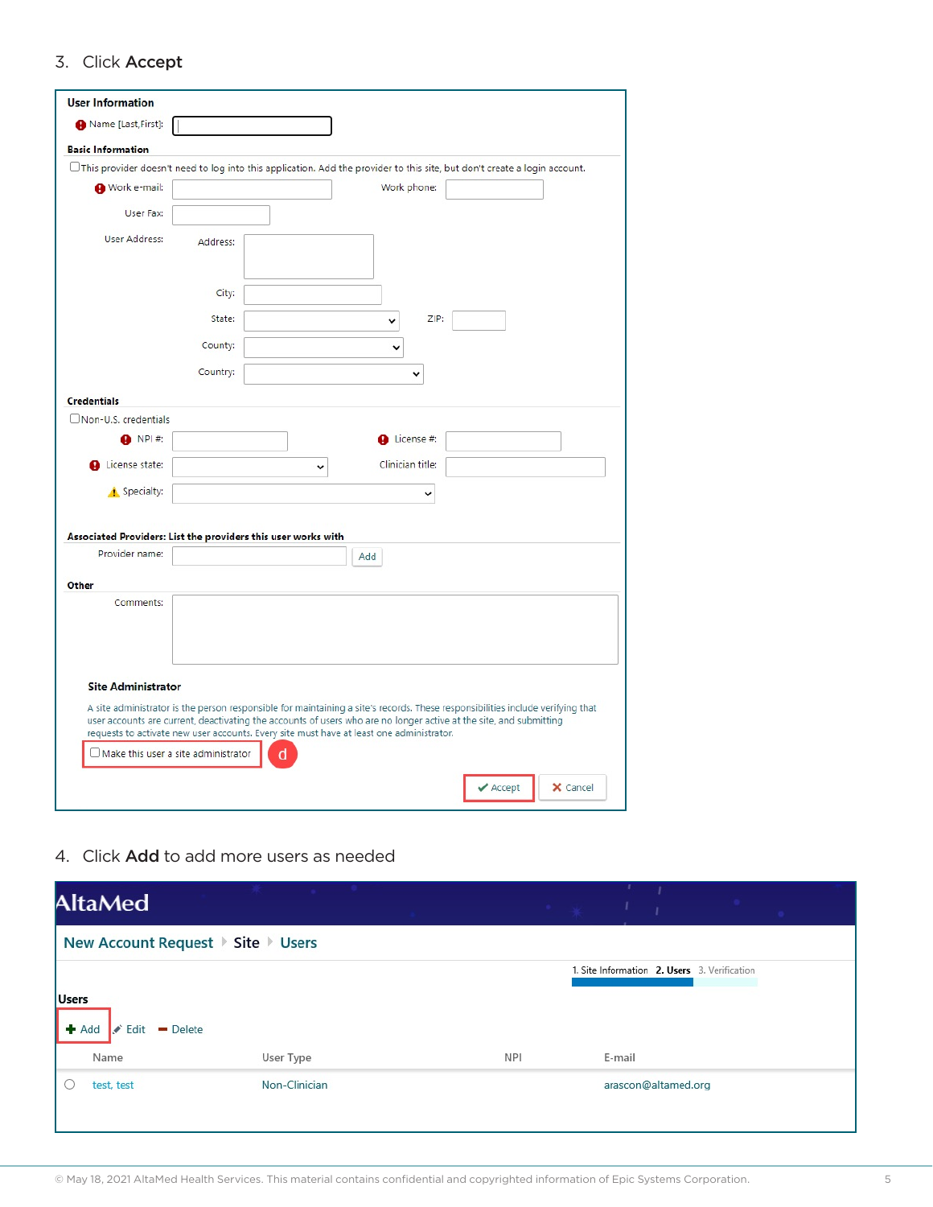3. Click **Accept**

**User Information**

Name [Last,First]:

**Basic Information**

☐ This provider doesn't need to log into this application. Add the provider to this site, but don't create a login account.

Work e-mail: Work phone:

User Fax:

User Address: Address:

City:

State: ZIP:

County:

Country:

**Credentials**

☐ Non-U.S. credentials

NPI #: License #:

License state: Clinician title:

Specialty:

**Associated Providers: List the providers this user works with**

Provider name: Add

**Other**

Comments:

**Site Administrator**

A site administrator is the person responsible for maintaining a site's records. These responsibilities include verifying that user accounts are current, deactivating the accounts of users who are no longer active at the site, and submitting requests to activate new user accounts. Every site must have at least one administrator.

☐ Make this user a site administrator (d)

Accept Cancel

4. Click **Add** to add more users as needed

AltaMed

New Account Request ▸ Site ▸ Users

1. Site Information **2. Users** 3. Verification

**Users**

Add Edit Delete

| | Name | User Type | NPI | E-mail |
|---|---|---|---|---|
| ○ | test, test | Non-Clinician | | arascon@altamed.org |

© May 18, 2021 AltaMed Health Services. This material contains confidential and copyrighted information of Epic Systems Corporation.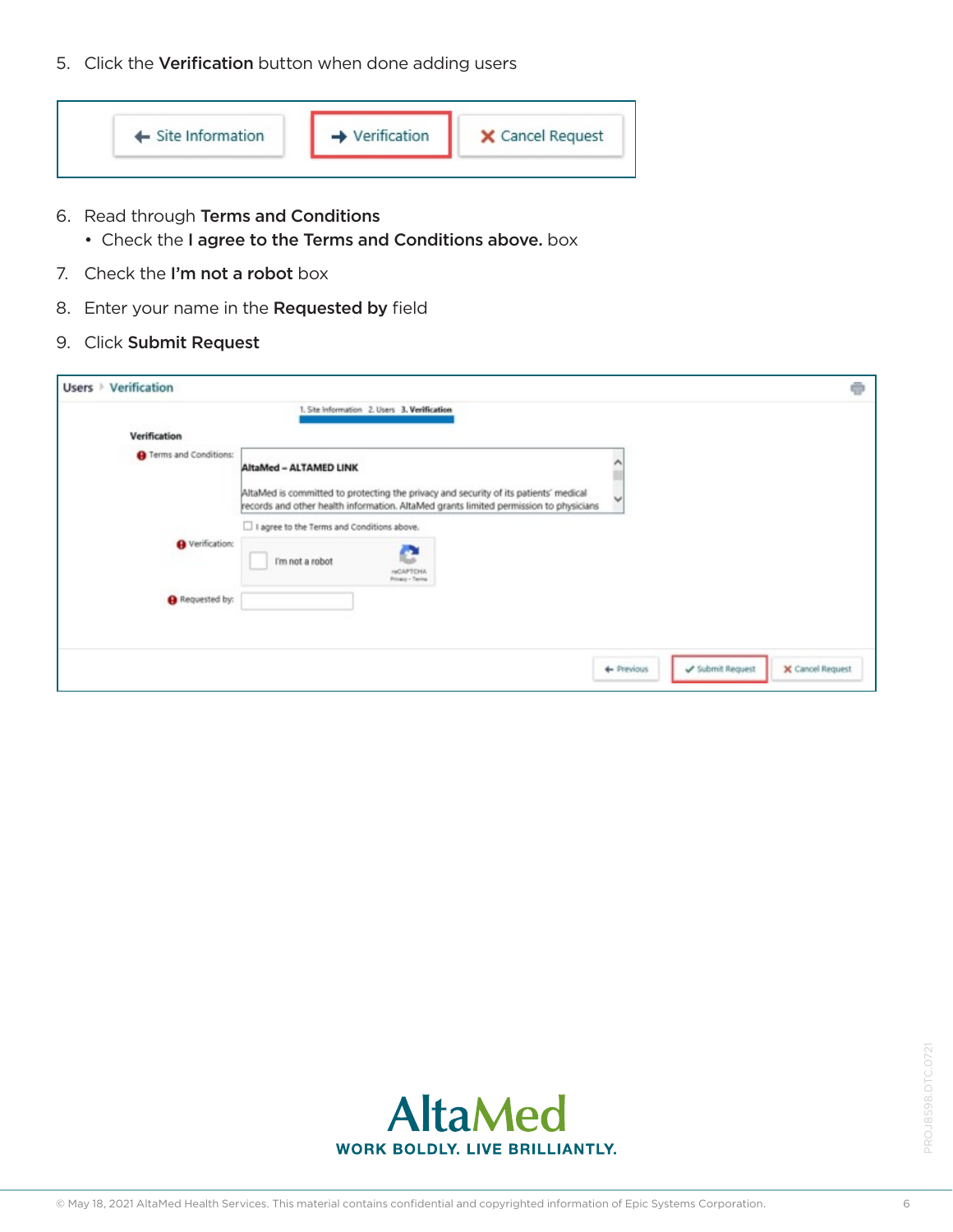5. Click the **Verification** button when done adding users

Site Information | Verification | Cancel Request

6. Read through **Terms and Conditions**
   - Check the **I agree to the Terms and Conditions above.** box
7. Check the **I'm not a robot** box
8. Enter your name in the **Requested by** field
9. Click **Submit Request**

Users ‣ Verification

1. Site Information 2. Users 3. Verification

Verification

Terms and Conditions:

AltaMed – ALTAMED LINK

AltaMed is committed to protecting the privacy and security of its patients' medical records and other health information. AltaMed grants limited permission to physicians

I agree to the Terms and Conditions above.

Verification: I'm not a robot

Requested by:

Previous | Submit Request | Cancel Request

AltaMed

WORK BOLDLY. LIVE BRILLIANTLY.

PROJ8598.DTC.0721

© May 18, 2021 AltaMed Health Services. This material contains confidential and copyrighted information of Epic Systems Corporation.